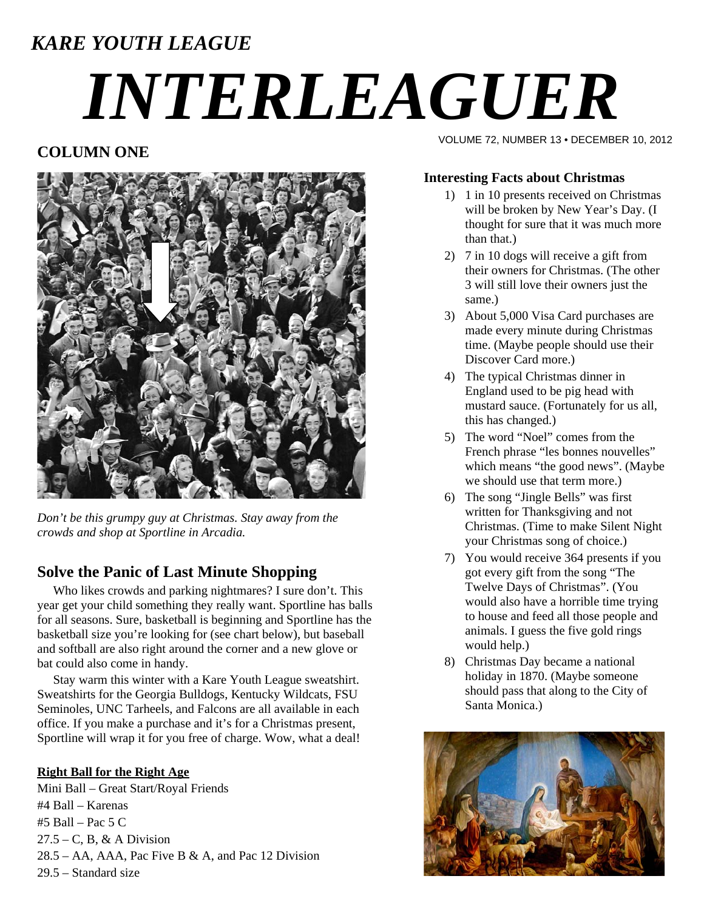*KARE YOUTH LEAGUE*

# *INTERLEAGUER*

VOLUME 72, NUMBER 13 • DECEMBER 10, 2012

## COLUMN ONE

*Don't be this grumpy guy at Christmas. Stay away from the crowds and shop at Sportline in Arcadia.*

## Solve the Panic of Last Minute Shopping

Who likes crowds and parking nightmares? I sure don't. This year get your child something they really want. Sportline has balls for all seasons. Sure, basketball is beginning and Sportline has the basketball size you're looking for (see chart below), but baseball and softball are also right around the corner and a new glove or bat could also come in handy.

Stay warm this winter with a Kare Youth League sweatshirt. Sweatshirts for the Georgia Bulldogs, Kentucky Wildcats, FSU Seminoles, UNC Tarheels, and Falcons are all available in each office. If you make a purchase and it's for a Christmas present, Sportline will wrap it for you free of charge. Wow, what a deal!

**Right Ball for the Right Age**

Mini Ball – Great Start/Royal Friends
#4 Ball – Karenas
#5 Ball – Pac 5 C
27.5 – C, B, & A Division
28.5 – AA, AAA, Pac Five B & A, and Pac 12 Division
29.5 – Standard size

### Interesting Facts about Christmas

1) 1 in 10 presents received on Christmas will be broken by New Year's Day. (I thought for sure that it was much more than that.)
2) 7 in 10 dogs will receive a gift from their owners for Christmas. (The other 3 will still love their owners just the same.)
3) About 5,000 Visa Card purchases are made every minute during Christmas time. (Maybe people should use their Discover Card more.)
4) The typical Christmas dinner in England used to be pig head with mustard sauce. (Fortunately for us all, this has changed.)
5) The word "Noel" comes from the French phrase "les bonnes nouvelles" which means "the good news". (Maybe we should use that term more.)
6) The song "Jingle Bells" was first written for Thanksgiving and not Christmas. (Time to make Silent Night your Christmas song of choice.)
7) You would receive 364 presents if you got every gift from the song "The Twelve Days of Christmas". (You would also have a horrible time trying to house and feed all those people and animals. I guess the five gold rings would help.)
8) Christmas Day became a national holiday in 1870. (Maybe someone should pass that along to the City of Santa Monica.)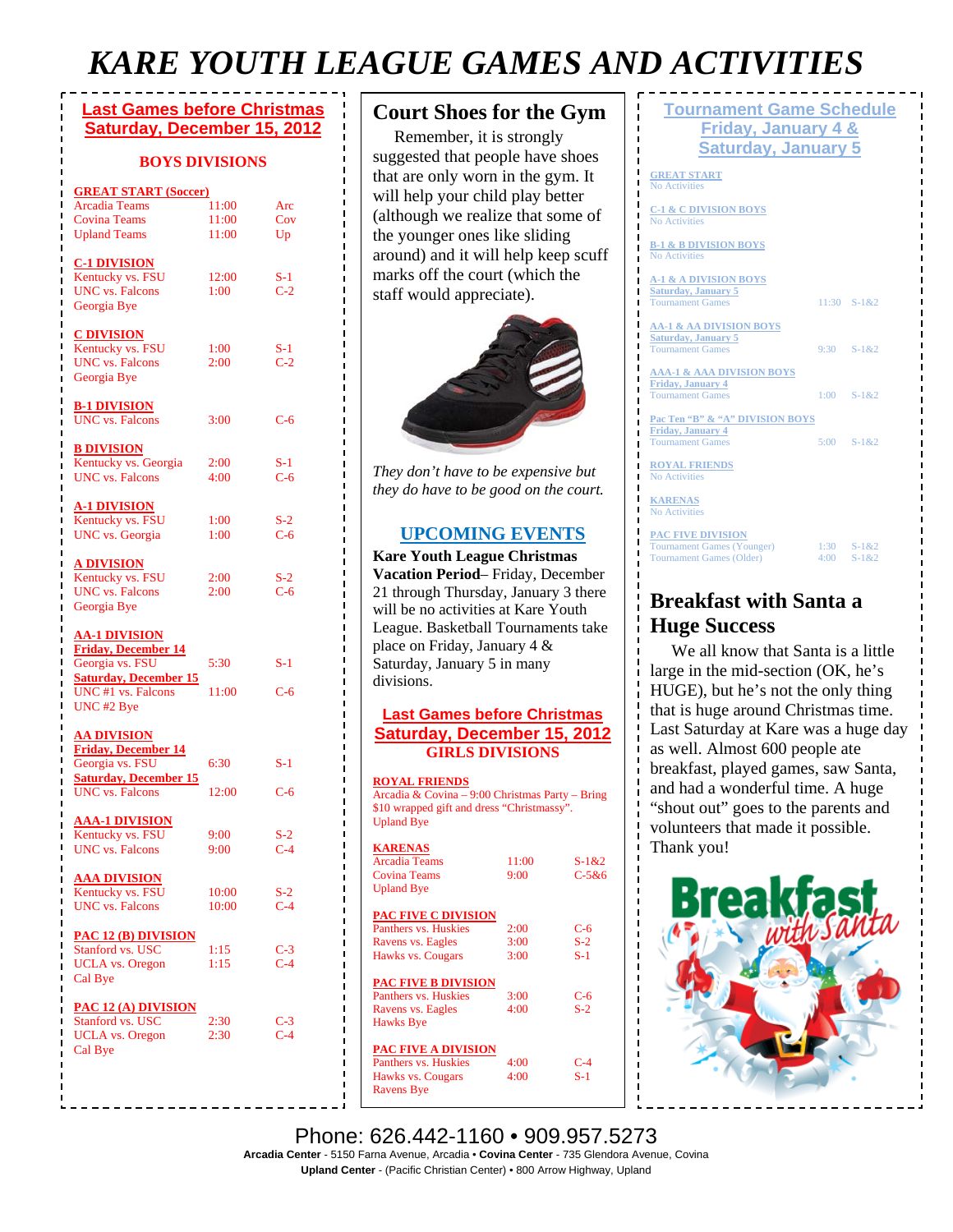# KARE YOUTH LEAGUE GAMES AND ACTIVITIES

## Last Games before Christmas Saturday, December 15, 2012

### BOYS DIVISIONS

**GREAT START (Soccer)**

| | | |
|---|---|---|
| Arcadia Teams | 11:00 | Arc |
| Covina Teams | 11:00 | Cov |
| Upland Teams | 11:00 | Up |

**C-1 DIVISION**

| | | |
|---|---|---|
| Kentucky vs. FSU | 12:00 | S-1 |
| UNC vs. Falcons | 1:00 | C-2 |
| Georgia Bye | | |

**C DIVISION**

| | | |
|---|---|---|
| Kentucky vs. FSU | 1:00 | S-1 |
| UNC vs. Falcons | 2:00 | C-2 |
| Georgia Bye | | |

**B-1 DIVISION**

| | | |
|---|---|---|
| UNC vs. Falcons | 3:00 | C-6 |

**B DIVISION**

| | | |
|---|---|---|
| Kentucky vs. Georgia | 2:00 | S-1 |
| UNC vs. Falcons | 4:00 | C-6 |

**A-1 DIVISION**

| | | |
|---|---|---|
| Kentucky vs. FSU | 1:00 | S-2 |
| UNC vs. Georgia | 1:00 | C-6 |

**A DIVISION**

| | | |
|---|---|---|
| Kentucky vs. FSU | 2:00 | S-2 |
| UNC vs. Falcons | 2:00 | C-6 |
| Georgia Bye | | |

**AA-1 DIVISION**

| | | |
|---|---|---|
| **Friday, December 14** | | |
| Georgia vs. FSU | 5:30 | S-1 |
| **Saturday, December 15** | | |
| UNC #1 vs. Falcons | 11:00 | C-6 |
| UNC #2 Bye | | |

**AA DIVISION**

| | | |
|---|---|---|
| **Friday, December 14** | | |
| Georgia vs. FSU | 6:30 | S-1 |
| **Saturday, December 15** | | |
| UNC vs. Falcons | 12:00 | C-6 |

**AAA-1 DIVISION**

| | | |
|---|---|---|
| Kentucky vs. FSU | 9:00 | S-2 |
| UNC vs. Falcons | 9:00 | C-4 |

**AAA DIVISION**

| | | |
|---|---|---|
| Kentucky vs. FSU | 10:00 | S-2 |
| UNC vs. Falcons | 10:00 | C-4 |

**PAC 12 (B) DIVISION**

| | | |
|---|---|---|
| Stanford vs. USC | 1:15 | C-3 |
| UCLA vs. Oregon | 1:15 | C-4 |
| Cal Bye | | |

**PAC 12 (A) DIVISION**

| | | |
|---|---|---|
| Stanford vs. USC | 2:30 | C-3 |
| UCLA vs. Oregon | 2:30 | C-4 |
| Cal Bye | | |

## Court Shoes for the Gym

Remember, it is strongly suggested that people have shoes that are only worn in the gym. It will help your child play better (although we realize that some of the younger ones like sliding around) and it will help keep scuff marks off the court (which the staff would appreciate).

*They don't have to be expensive but they do have to be good on the court.*

## UPCOMING EVENTS

**Kare Youth League Christmas Vacation Period**– Friday, December 21 through Thursday, January 3 there will be no activities at Kare Youth League. Basketball Tournaments take place on Friday, January 4 & Saturday, January 5 in many divisions.

## Last Games before Christmas Saturday, December 15, 2012

### GIRLS DIVISIONS

**ROYAL FRIENDS**

Arcadia & Covina – 9:00 Christmas Party – Bring $10 wrapped gift and dress "Christmassy".
Upland Bye

**KARENAS**

| | | |
|---|---|---|
| Arcadia Teams | 11:00 | S-1&2 |
| Covina Teams | 9:00 | C-5&6 |
| Upland Bye | | |

**PAC FIVE C DIVISION**

| | | |
|---|---|---|
| Panthers vs. Huskies | 2:00 | C-6 |
| Ravens vs. Eagles | 3:00 | S-2 |
| Hawks vs. Cougars | 3:00 | S-1 |

**PAC FIVE B DIVISION**

| | | |
|---|---|---|
| Panthers vs. Huskies | 3:00 | C-6 |
| Ravens vs. Eagles | 4:00 | S-2 |
| Hawks Bye | | |

**PAC FIVE A DIVISION**

| | | |
|---|---|---|
| Panthers vs. Huskies | 4:00 | C-4 |
| Hawks vs. Cougars | 4:00 | S-1 |
| Ravens Bye | | |

## Tournament Game Schedule Friday, January 4 & Saturday, January 5

**GREAT START**
No Activities

**C-1 & C DIVISION BOYS**
No Activities

**B-1 & B DIVISION BOYS**
No Activities

**A-1 & A DIVISION BOYS**

| | | |
|---|---|---|
| **Saturday, January 5** | | |
| Tournament Games | 11:30 | S-1&2 |

**AA-1 & AA DIVISION BOYS**

| | | |
|---|---|---|
| **Saturday, January 5** | | |
| Tournament Games | 9:30 | S-1&2 |

**AAA-1 & AAA DIVISION BOYS**

| | | |
|---|---|---|
| **Friday, January 4** | | |
| Tournament Games | 1:00 | S-1&2 |

**Pac Ten "B" & "A" DIVISION BOYS**

| | | |
|---|---|---|
| **Friday, January 4** | | |
| Tournament Games | 5:00 | S-1&2 |

**ROYAL FRIENDS**
No Activities

**KARENAS**
No Activities

**PAC FIVE DIVISION**

| | | |
|---|---|---|
| Tournament Games (Younger) | 1:30 | S-1&2 |
| Tournament Games (Older) | 4:00 | S-1&2 |

## Breakfast with Santa a Huge Success

We all know that Santa is a little large in the mid-section (OK, he's HUGE), but he's not the only thing that is huge around Christmas time. Last Saturday at Kare was a huge day as well. Almost 600 people ate breakfast, played games, saw Santa, and had a wonderful time. A huge "shout out" goes to the parents and volunteers that made it possible. Thank you!

Phone: 626.442-1160 • 909.957.5273

**Arcadia Center** - 5150 Farna Avenue, Arcadia • **Covina Center** - 735 Glendora Avenue, Covina
**Upland Center** - (Pacific Christian Center) • 800 Arrow Highway, Upland